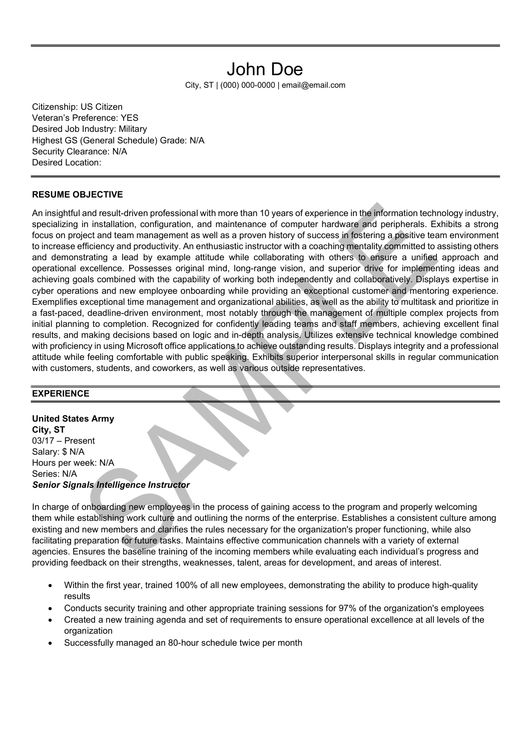# John Doe

City, ST | (000) 000-0000 | email@email.com

Citizenship: US Citizen
Veteran's Preference: YES
Desired Job Industry: Military
Highest GS (General Schedule) Grade: N/A
Security Clearance: N/A
Desired Location:

## RESUME OBJECTIVE

An insightful and result-driven professional with more than 10 years of experience in the information technology industry, specializing in installation, configuration, and maintenance of computer hardware and peripherals. Exhibits a strong focus on project and team management as well as a proven history of success in fostering a positive team environment to increase efficiency and productivity. An enthusiastic instructor with a coaching mentality committed to assisting others and demonstrating a lead by example attitude while collaborating with others to ensure a unified approach and operational excellence. Possesses original mind, long-range vision, and superior drive for implementing ideas and achieving goals combined with the capability of working both independently and collaboratively. Displays expertise in cyber operations and new employee onboarding while providing an exceptional customer and mentoring experience. Exemplifies exceptional time management and organizational abilities, as well as the ability to multitask and prioritize in a fast-paced, deadline-driven environment, most notably through the management of multiple complex projects from initial planning to completion. Recognized for confidently leading teams and staff members, achieving excellent final results, and making decisions based on logic and in-depth analysis. Utilizes extensive technical knowledge combined with proficiency in using Microsoft office applications to achieve outstanding results. Displays integrity and a professional attitude while feeling comfortable with public speaking. Exhibits superior interpersonal skills in regular communication with customers, students, and coworkers, as well as various outside representatives.

## EXPERIENCE

**United States Army**
**City, ST**
03/17 – Present
Salary: $ N/A
Hours per week: N/A
Series: N/A
***Senior Signals Intelligence Instructor***

In charge of onboarding new employees in the process of gaining access to the program and properly welcoming them while establishing work culture and outlining the norms of the enterprise. Establishes a consistent culture among existing and new members and clarifies the rules necessary for the organization's proper functioning, while also facilitating preparation for future tasks. Maintains effective communication channels with a variety of external agencies. Ensures the baseline training of the incoming members while evaluating each individual's progress and providing feedback on their strengths, weaknesses, talent, areas for development, and areas of interest.

- Within the first year, trained 100% of all new employees, demonstrating the ability to produce high-quality results
- Conducts security training and other appropriate training sessions for 97% of the organization's employees
- Created a new training agenda and set of requirements to ensure operational excellence at all levels of the organization
- Successfully managed an 80-hour schedule twice per month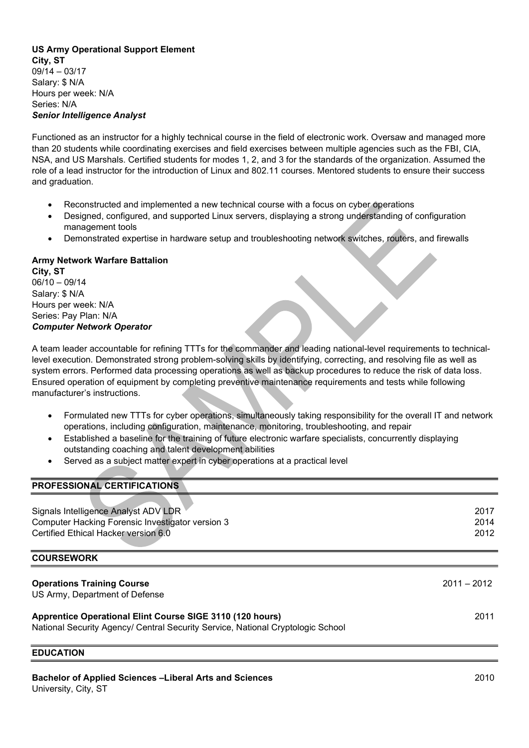**US Army Operational Support Element**
**City, ST**
09/14 – 03/17
Salary: $ N/A
Hours per week: N/A
Series: N/A
***Senior Intelligence Analyst***

Functioned as an instructor for a highly technical course in the field of electronic work. Oversaw and managed more than 20 students while coordinating exercises and field exercises between multiple agencies such as the FBI, CIA, NSA, and US Marshals. Certified students for modes 1, 2, and 3 for the standards of the organization. Assumed the role of a lead instructor for the introduction of Linux and 802.11 courses. Mentored students to ensure their success and graduation.

- Reconstructed and implemented a new technical course with a focus on cyber operations
- Designed, configured, and supported Linux servers, displaying a strong understanding of configuration management tools
- Demonstrated expertise in hardware setup and troubleshooting network switches, routers, and firewalls

**Army Network Warfare Battalion**
**City, ST**
06/10 – 09/14
Salary: $ N/A
Hours per week: N/A
Series: Pay Plan: N/A
***Computer Network Operator***

A team leader accountable for refining TTTs for the commander and leading national-level requirements to technical-level execution. Demonstrated strong problem-solving skills by identifying, correcting, and resolving file as well as system errors. Performed data processing operations as well as backup procedures to reduce the risk of data loss. Ensured operation of equipment by completing preventive maintenance requirements and tests while following manufacturer's instructions.

- Formulated new TTTs for cyber operations, simultaneously taking responsibility for the overall IT and network operations, including configuration, maintenance, monitoring, troubleshooting, and repair
- Established a baseline for the training of future electronic warfare specialists, concurrently displaying outstanding coaching and talent development abilities
- Served as a subject matter expert in cyber operations at a practical level

## PROFESSIONAL CERTIFICATIONS

Signals Intelligence Analyst ADV LDR — 2017
Computer Hacking Forensic Investigator version 3 — 2014
Certified Ethical Hacker version 6.0 — 2012

## COURSEWORK

**Operations Training Course** — 2011 – 2012
US Army, Department of Defense

**Apprentice Operational Elint Course SIGE 3110 (120 hours)** — 2011
National Security Agency/ Central Security Service, National Cryptologic School

## EDUCATION

**Bachelor of Applied Sciences –Liberal Arts and Sciences** — 2010
University, City, ST